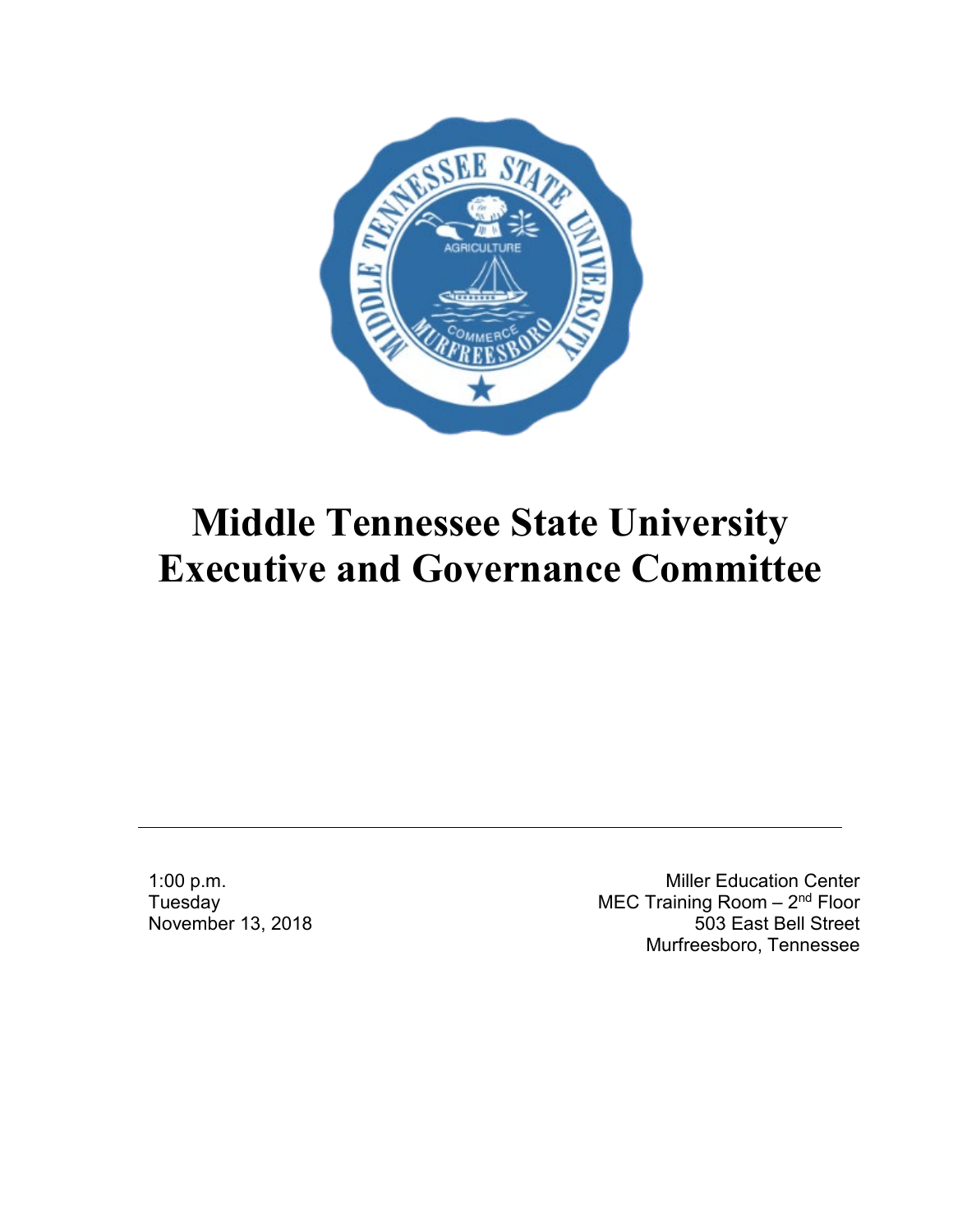# Middle Tennessee State University Executive and Governance Committee

1:00 p.m.
Tuesday
November 13, 2018

Miller Education Center
MEC Training Room – 2nd Floor
503 East Bell Street
Murfreesboro, Tennessee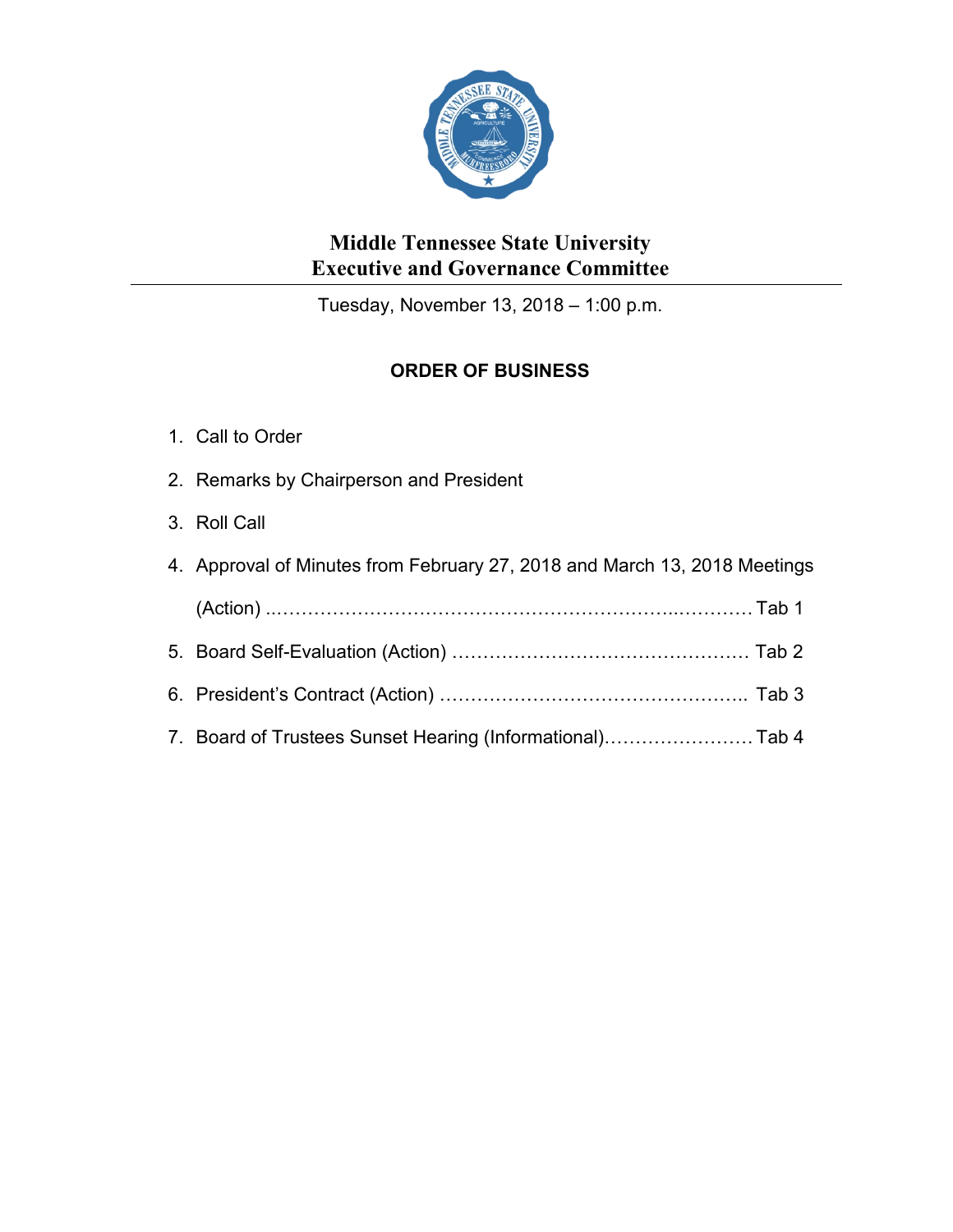# Middle Tennessee State University
# Executive and Governance Committee

Tuesday, November 13, 2018 – 1:00 p.m.

## ORDER OF BUSINESS

1. Call to Order
2. Remarks by Chairperson and President
3. Roll Call
4. Approval of Minutes from February 27, 2018 and March 13, 2018 Meetings (Action) .......................................................................... Tab 1
5. Board Self-Evaluation (Action) .............................................. Tab 2
6. President's Contract (Action) ................................................ Tab 3
7. Board of Trustees Sunset Hearing (Informational)........................ Tab 4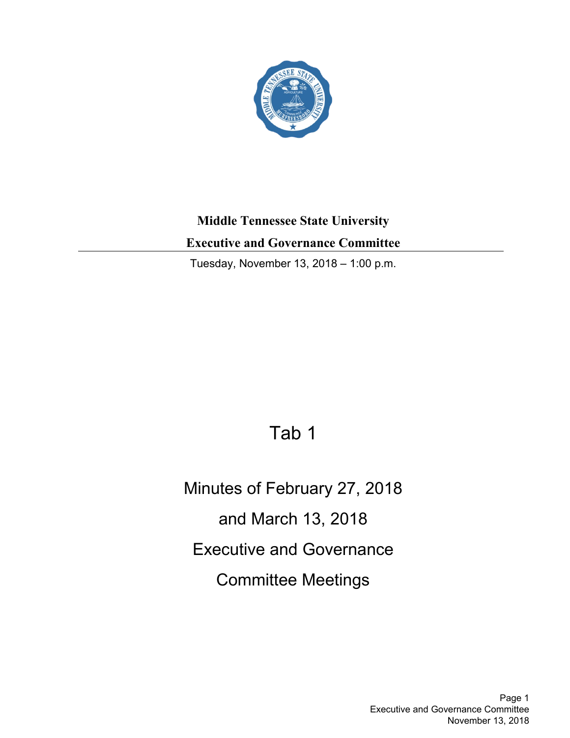**Middle Tennessee State University**

**Executive and Governance Committee**

Tuesday, November 13, 2018 – 1:00 p.m.

# Tab 1

## Minutes of February 27, 2018 and March 13, 2018 Executive and Governance Committee Meetings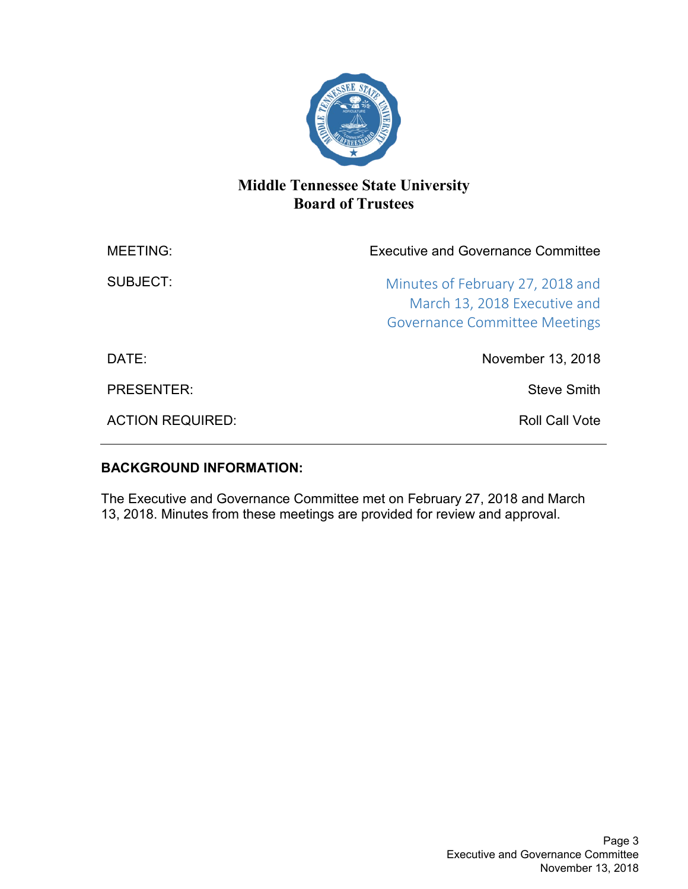# Middle Tennessee State University
## Board of Trustees

| | |
|---|---|
| MEETING: | Executive and Governance Committee |
| SUBJECT: | Minutes of February 27, 2018 and March 13, 2018 Executive and Governance Committee Meetings |
| DATE: | November 13, 2018 |
| PRESENTER: | Steve Smith |
| ACTION REQUIRED: | Roll Call Vote |

---

**BACKGROUND INFORMATION:**

The Executive and Governance Committee met on February 27, 2018 and March 13, 2018. Minutes from these meetings are provided for review and approval.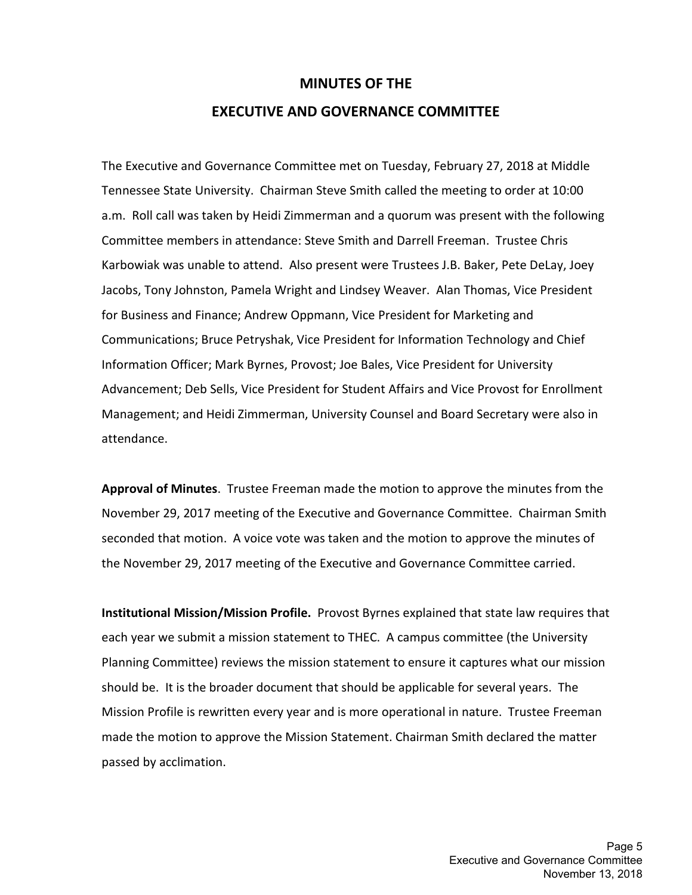# MINUTES OF THE
# EXECUTIVE AND GOVERNANCE COMMITTEE

The Executive and Governance Committee met on Tuesday, February 27, 2018 at Middle Tennessee State University. Chairman Steve Smith called the meeting to order at 10:00 a.m. Roll call was taken by Heidi Zimmerman and a quorum was present with the following Committee members in attendance: Steve Smith and Darrell Freeman. Trustee Chris Karbowiak was unable to attend. Also present were Trustees J.B. Baker, Pete DeLay, Joey Jacobs, Tony Johnston, Pamela Wright and Lindsey Weaver. Alan Thomas, Vice President for Business and Finance; Andrew Oppmann, Vice President for Marketing and Communications; Bruce Petryshak, Vice President for Information Technology and Chief Information Officer; Mark Byrnes, Provost; Joe Bales, Vice President for University Advancement; Deb Sells, Vice President for Student Affairs and Vice Provost for Enrollment Management; and Heidi Zimmerman, University Counsel and Board Secretary were also in attendance.

**Approval of Minutes**. Trustee Freeman made the motion to approve the minutes from the November 29, 2017 meeting of the Executive and Governance Committee. Chairman Smith seconded that motion. A voice vote was taken and the motion to approve the minutes of the November 29, 2017 meeting of the Executive and Governance Committee carried.

**Institutional Mission/Mission Profile.** Provost Byrnes explained that state law requires that each year we submit a mission statement to THEC. A campus committee (the University Planning Committee) reviews the mission statement to ensure it captures what our mission should be. It is the broader document that should be applicable for several years. The Mission Profile is rewritten every year and is more operational in nature. Trustee Freeman made the motion to approve the Mission Statement. Chairman Smith declared the matter passed by acclimation.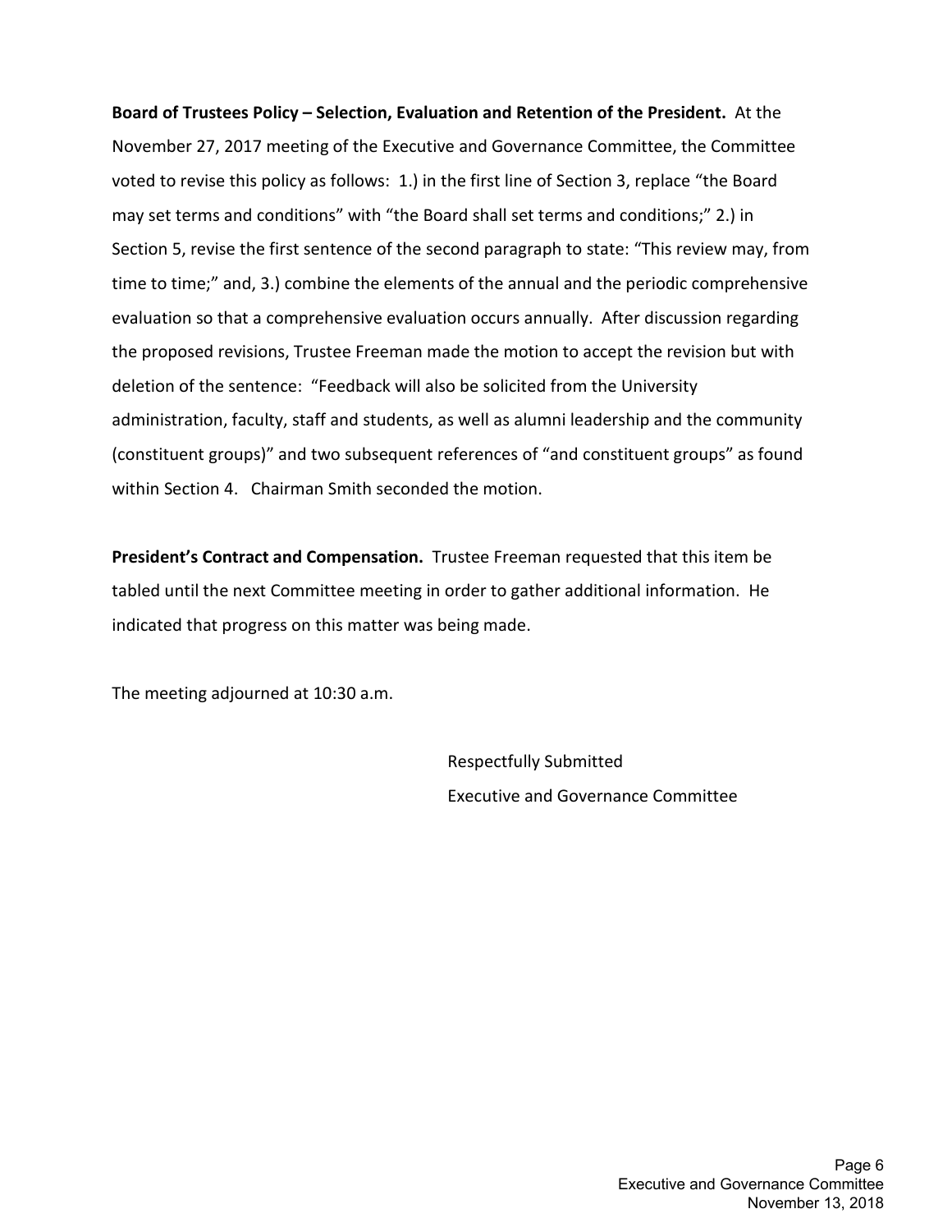**Board of Trustees Policy – Selection, Evaluation and Retention of the President.** At the November 27, 2017 meeting of the Executive and Governance Committee, the Committee voted to revise this policy as follows: 1.) in the first line of Section 3, replace "the Board may set terms and conditions" with "the Board shall set terms and conditions;" 2.) in Section 5, revise the first sentence of the second paragraph to state: "This review may, from time to time;" and, 3.) combine the elements of the annual and the periodic comprehensive evaluation so that a comprehensive evaluation occurs annually. After discussion regarding the proposed revisions, Trustee Freeman made the motion to accept the revision but with deletion of the sentence: "Feedback will also be solicited from the University administration, faculty, staff and students, as well as alumni leadership and the community (constituent groups)" and two subsequent references of "and constituent groups" as found within Section 4. Chairman Smith seconded the motion.

**President's Contract and Compensation.** Trustee Freeman requested that this item be tabled until the next Committee meeting in order to gather additional information. He indicated that progress on this matter was being made.

The meeting adjourned at 10:30 a.m.

Respectfully Submitted
Executive and Governance Committee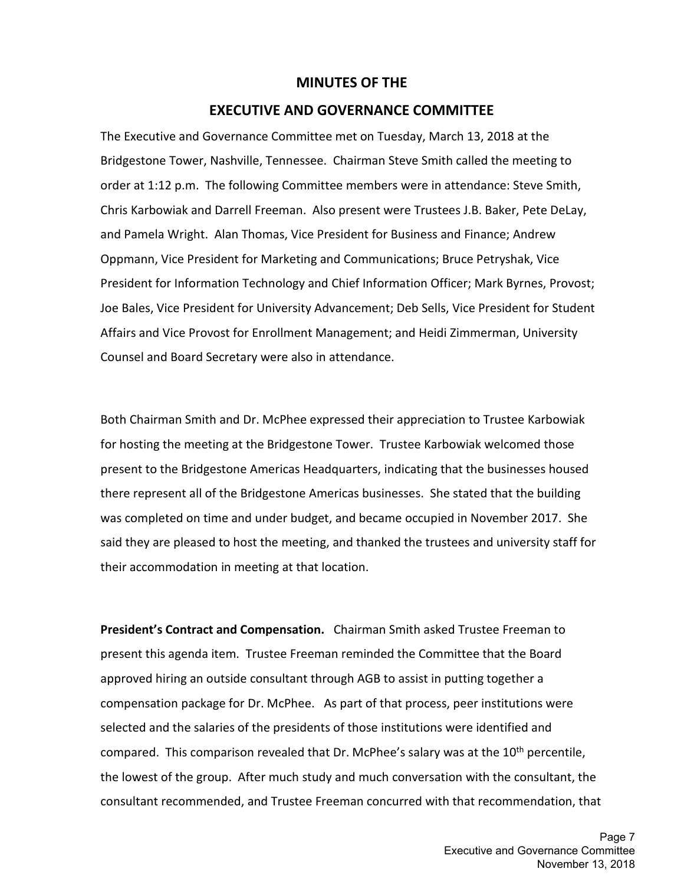## MINUTES OF THE

## EXECUTIVE AND GOVERNANCE COMMITTEE

The Executive and Governance Committee met on Tuesday, March 13, 2018 at the Bridgestone Tower, Nashville, Tennessee. Chairman Steve Smith called the meeting to order at 1:12 p.m. The following Committee members were in attendance: Steve Smith, Chris Karbowiak and Darrell Freeman. Also present were Trustees J.B. Baker, Pete DeLay, and Pamela Wright. Alan Thomas, Vice President for Business and Finance; Andrew Oppmann, Vice President for Marketing and Communications; Bruce Petryshak, Vice President for Information Technology and Chief Information Officer; Mark Byrnes, Provost; Joe Bales, Vice President for University Advancement; Deb Sells, Vice President for Student Affairs and Vice Provost for Enrollment Management; and Heidi Zimmerman, University Counsel and Board Secretary were also in attendance.

Both Chairman Smith and Dr. McPhee expressed their appreciation to Trustee Karbowiak for hosting the meeting at the Bridgestone Tower. Trustee Karbowiak welcomed those present to the Bridgestone Americas Headquarters, indicating that the businesses housed there represent all of the Bridgestone Americas businesses. She stated that the building was completed on time and under budget, and became occupied in November 2017. She said they are pleased to host the meeting, and thanked the trustees and university staff for their accommodation in meeting at that location.

**President's Contract and Compensation.** Chairman Smith asked Trustee Freeman to present this agenda item. Trustee Freeman reminded the Committee that the Board approved hiring an outside consultant through AGB to assist in putting together a compensation package for Dr. McPhee. As part of that process, peer institutions were selected and the salaries of the presidents of those institutions were identified and compared. This comparison revealed that Dr. McPhee's salary was at the 10th percentile, the lowest of the group. After much study and much conversation with the consultant, the consultant recommended, and Trustee Freeman concurred with that recommendation, that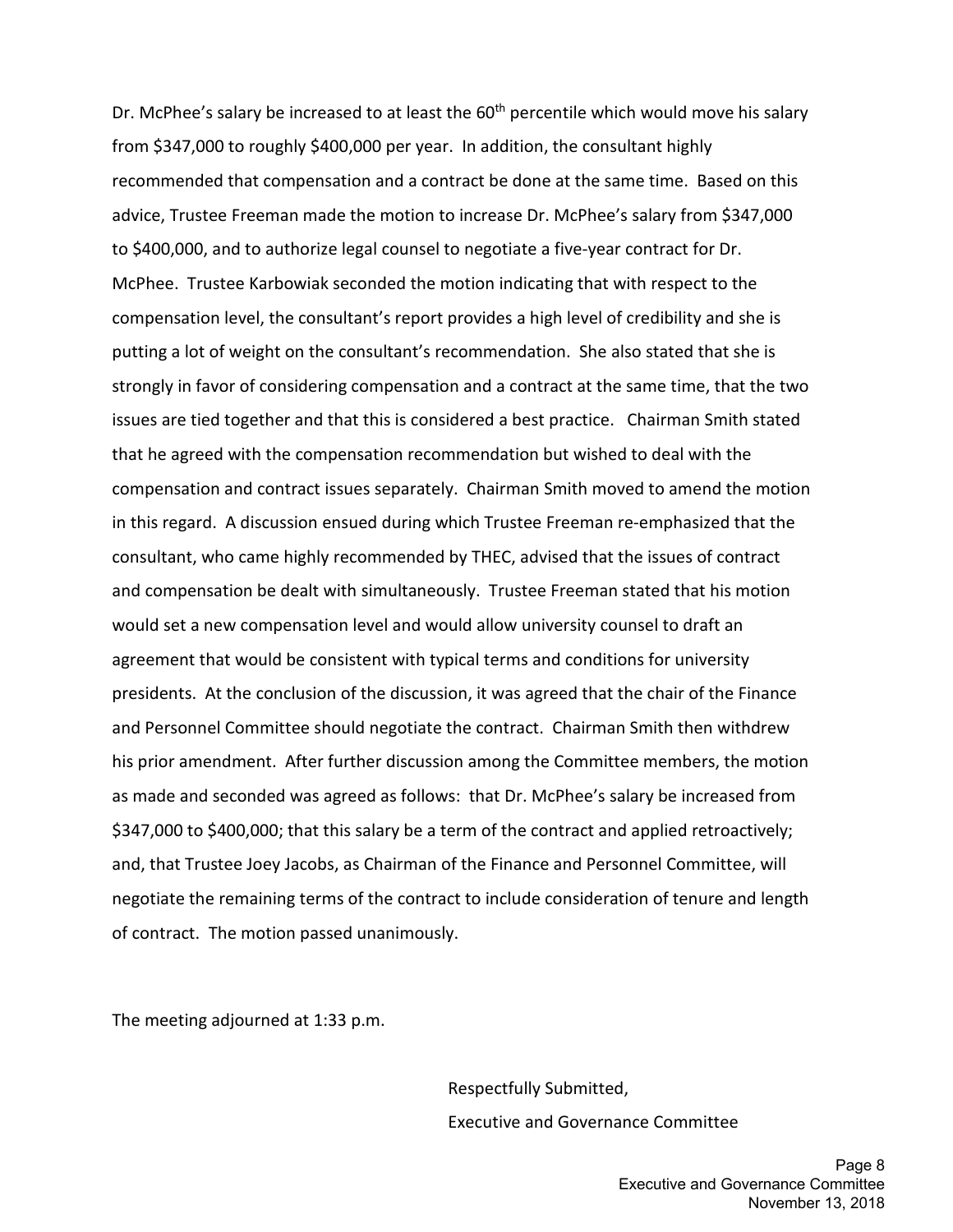Dr. McPhee's salary be increased to at least the 60th percentile which would move his salary from $347,000 to roughly $400,000 per year. In addition, the consultant highly recommended that compensation and a contract be done at the same time. Based on this advice, Trustee Freeman made the motion to increase Dr. McPhee's salary from $347,000 to $400,000, and to authorize legal counsel to negotiate a five-year contract for Dr. McPhee. Trustee Karbowiak seconded the motion indicating that with respect to the compensation level, the consultant's report provides a high level of credibility and she is putting a lot of weight on the consultant's recommendation. She also stated that she is strongly in favor of considering compensation and a contract at the same time, that the two issues are tied together and that this is considered a best practice. Chairman Smith stated that he agreed with the compensation recommendation but wished to deal with the compensation and contract issues separately. Chairman Smith moved to amend the motion in this regard. A discussion ensued during which Trustee Freeman re-emphasized that the consultant, who came highly recommended by THEC, advised that the issues of contract and compensation be dealt with simultaneously. Trustee Freeman stated that his motion would set a new compensation level and would allow university counsel to draft an agreement that would be consistent with typical terms and conditions for university presidents. At the conclusion of the discussion, it was agreed that the chair of the Finance and Personnel Committee should negotiate the contract. Chairman Smith then withdrew his prior amendment. After further discussion among the Committee members, the motion as made and seconded was agreed as follows: that Dr. McPhee's salary be increased from $347,000 to $400,000; that this salary be a term of the contract and applied retroactively; and, that Trustee Joey Jacobs, as Chairman of the Finance and Personnel Committee, will negotiate the remaining terms of the contract to include consideration of tenure and length of contract. The motion passed unanimously.

The meeting adjourned at 1:33 p.m.

Respectfully Submitted,

Executive and Governance Committee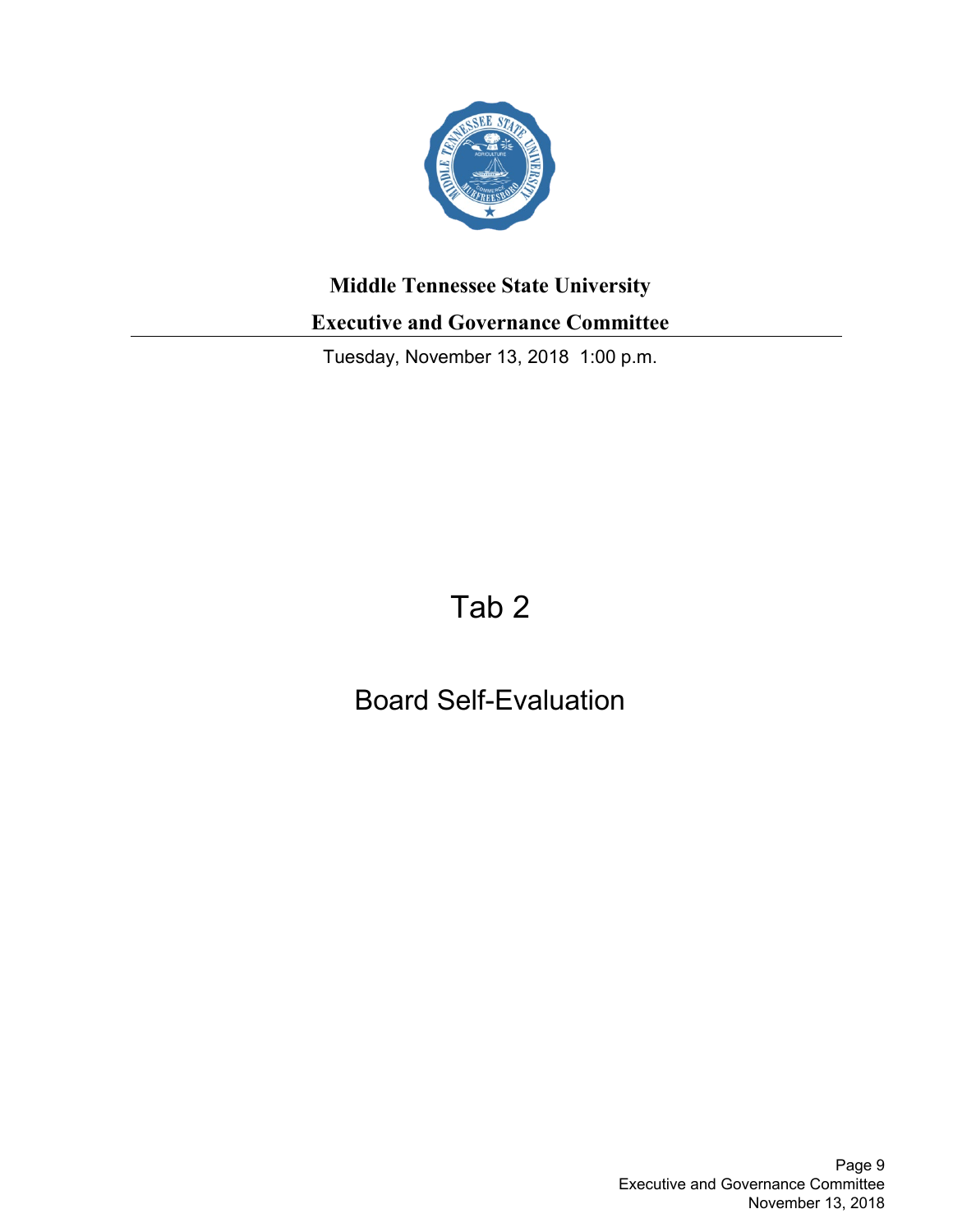**Middle Tennessee State University**

**Executive and Governance Committee**

Tuesday, November 13, 2018 1:00 p.m.

# Tab 2

## Board Self-Evaluation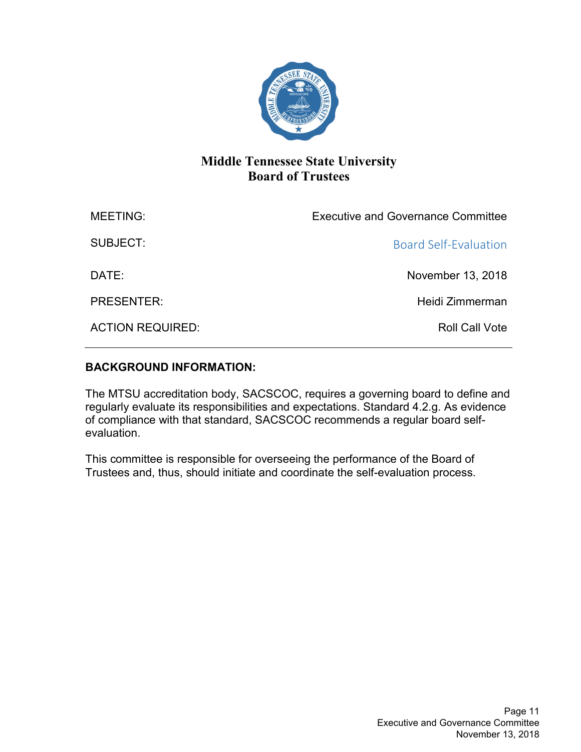# Middle Tennessee State University
# Board of Trustees

| | |
|---|---|
| MEETING: | Executive and Governance Committee |
| SUBJECT: | Board Self-Evaluation |
| DATE: | November 13, 2018 |
| PRESENTER: | Heidi Zimmerman |
| ACTION REQUIRED: | Roll Call Vote |

---

**BACKGROUND INFORMATION:**

The MTSU accreditation body, SACSCOC, requires a governing board to define and regularly evaluate its responsibilities and expectations. Standard 4.2.g. As evidence of compliance with that standard, SACSCOC recommends a regular board self-evaluation.

This committee is responsible for overseeing the performance of the Board of Trustees and, thus, should initiate and coordinate the self-evaluation process.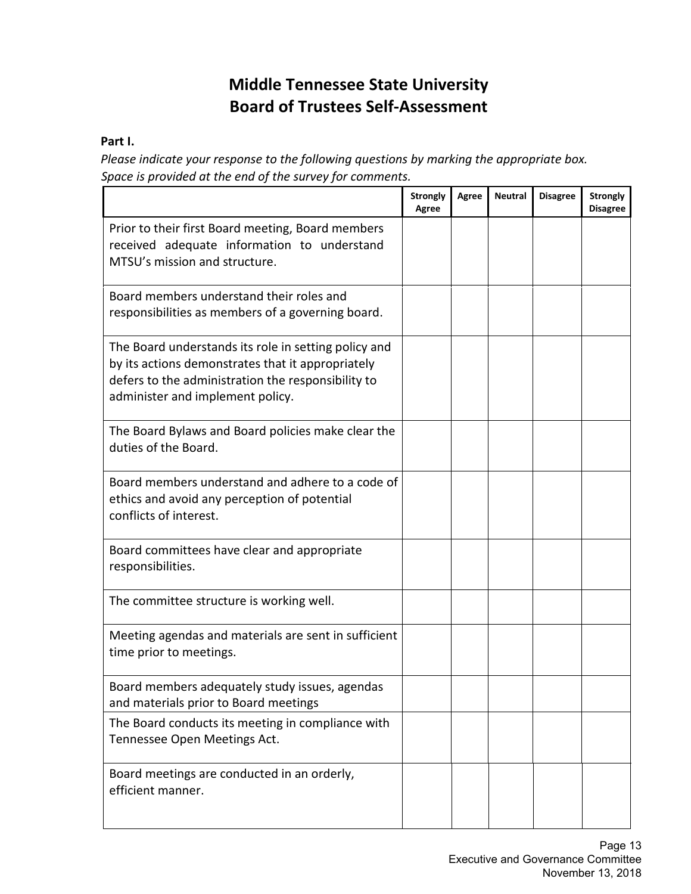# Middle Tennessee State University
# Board of Trustees Self-Assessment

**Part I.**

*Please indicate your response to the following questions by marking the appropriate box. Space is provided at the end of the survey for comments.*

| | Strongly Agree | Agree | Neutral | Disagree | Strongly Disagree |
|---|---|---|---|---|---|
| Prior to their first Board meeting, Board members received adequate information to understand MTSU's mission and structure. | | | | | |
| Board members understand their roles and responsibilities as members of a governing board. | | | | | |
| The Board understands its role in setting policy and by its actions demonstrates that it appropriately defers to the administration the responsibility to administer and implement policy. | | | | | |
| The Board Bylaws and Board policies make clear the duties of the Board. | | | | | |
| Board members understand and adhere to a code of ethics and avoid any perception of potential conflicts of interest. | | | | | |
| Board committees have clear and appropriate responsibilities. | | | | | |
| The committee structure is working well. | | | | | |
| Meeting agendas and materials are sent in sufficient time prior to meetings. | | | | | |
| Board members adequately study issues, agendas and materials prior to Board meetings | | | | | |
| The Board conducts its meeting in compliance with Tennessee Open Meetings Act. | | | | | |
| Board meetings are conducted in an orderly, efficient manner. | | | | | |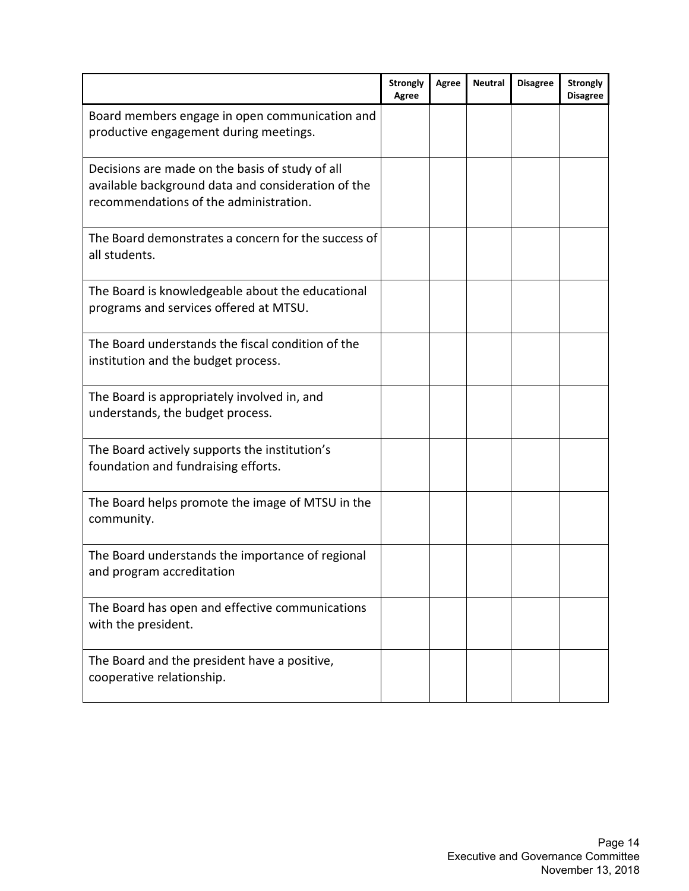| | Strongly Agree | Agree | Neutral | Disagree | Strongly Disagree |
|---|---|---|---|---|---|
| Board members engage in open communication and productive engagement during meetings. | | | | | |
| Decisions are made on the basis of study of all available background data and consideration of the recommendations of the administration. | | | | | |
| The Board demonstrates a concern for the success of all students. | | | | | |
| The Board is knowledgeable about the educational programs and services offered at MTSU. | | | | | |
| The Board understands the fiscal condition of the institution and the budget process. | | | | | |
| The Board is appropriately involved in, and understands, the budget process. | | | | | |
| The Board actively supports the institution's foundation and fundraising efforts. | | | | | |
| The Board helps promote the image of MTSU in the community. | | | | | |
| The Board understands the importance of regional and program accreditation | | | | | |
| The Board has open and effective communications with the president. | | | | | |
| The Board and the president have a positive, cooperative relationship. | | | | | |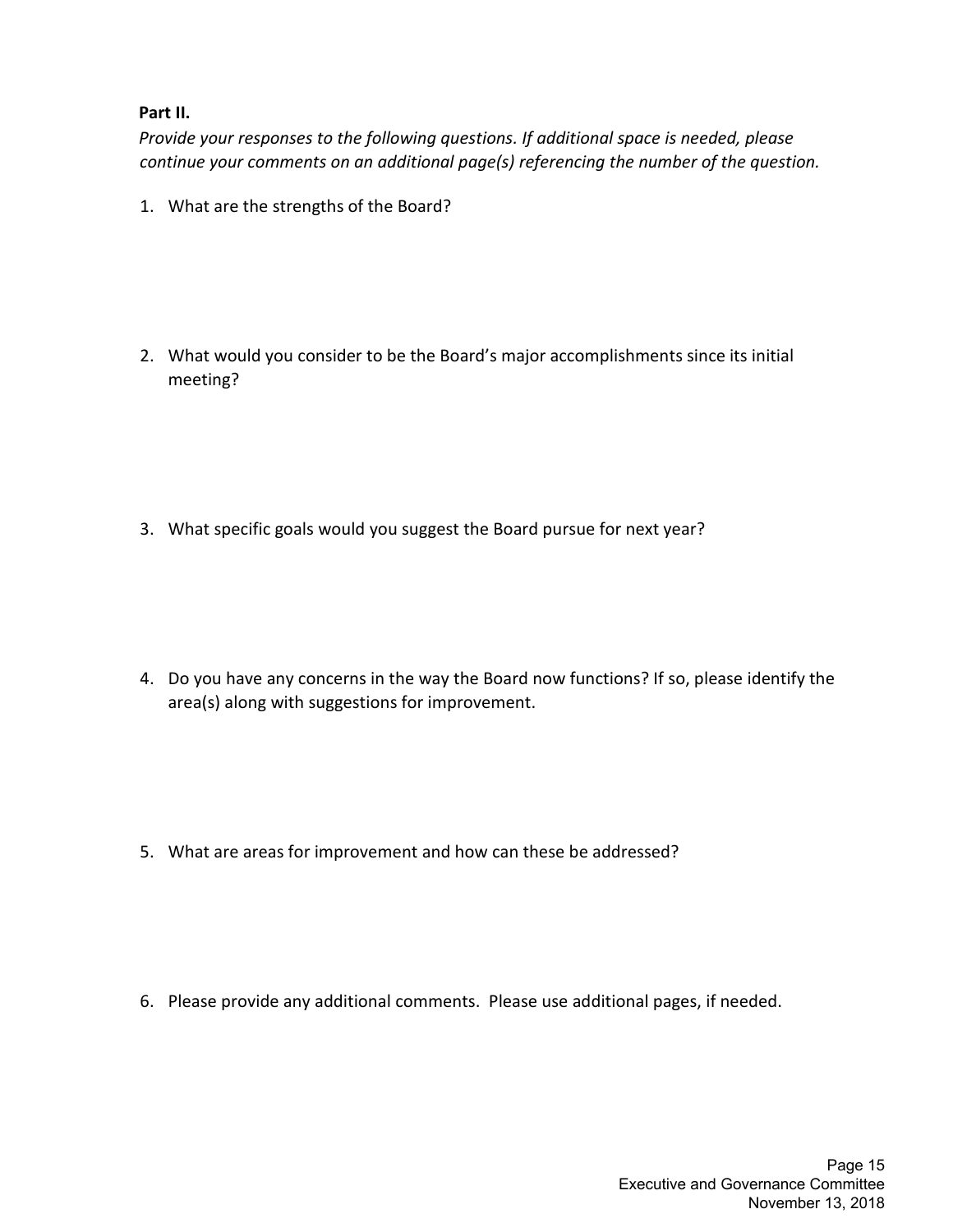**Part II.**

*Provide your responses to the following questions. If additional space is needed, please continue your comments on an additional page(s) referencing the number of the question.*

1. What are the strengths of the Board?

2. What would you consider to be the Board's major accomplishments since its initial meeting?

3. What specific goals would you suggest the Board pursue for next year?

4. Do you have any concerns in the way the Board now functions? If so, please identify the area(s) along with suggestions for improvement.

5. What are areas for improvement and how can these be addressed?

6. Please provide any additional comments. Please use additional pages, if needed.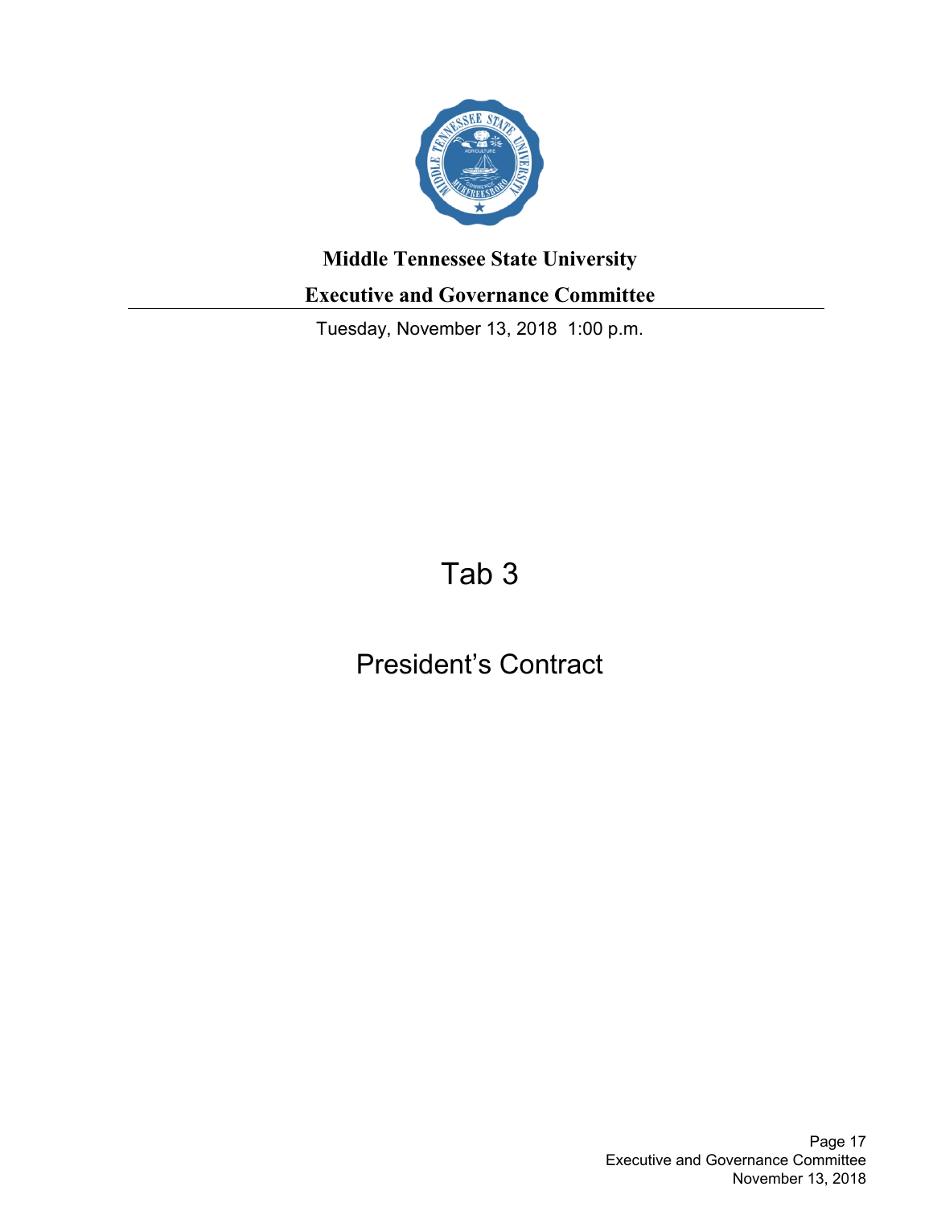**Middle Tennessee State University**

**Executive and Governance Committee**

Tuesday, November 13, 2018 1:00 p.m.

# Tab 3

## President's Contract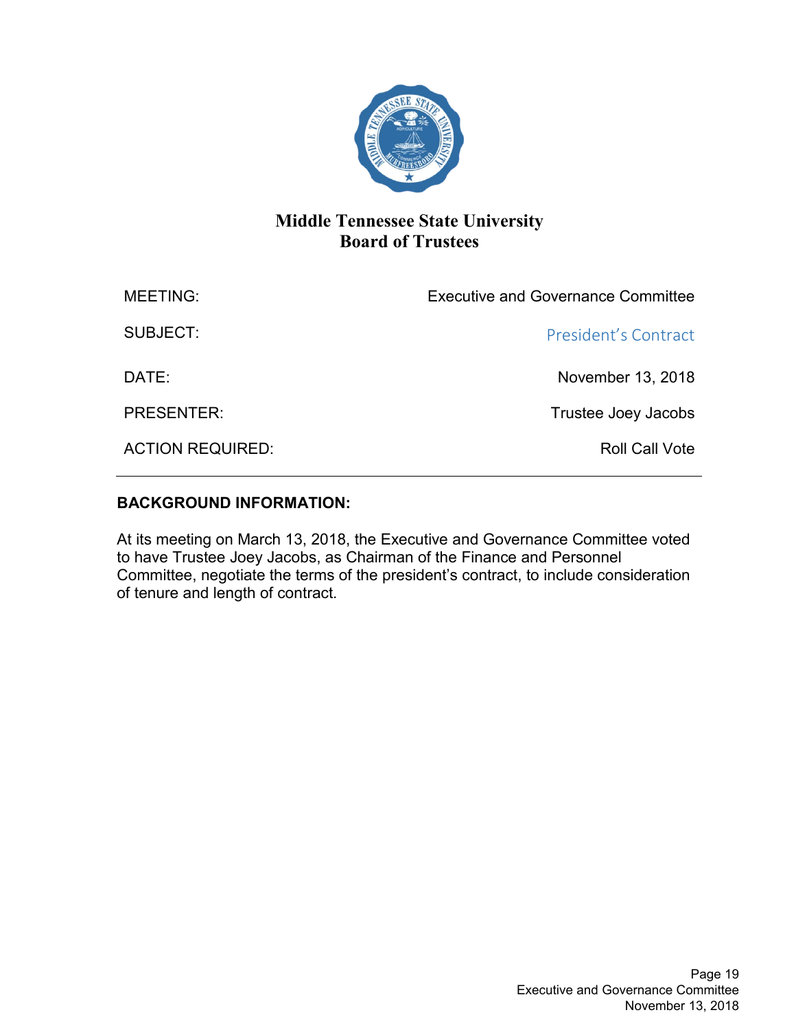# Middle Tennessee State University
## Board of Trustees

| | |
|---|---|
| MEETING: | Executive and Governance Committee |
| SUBJECT: | President's Contract |
| DATE: | November 13, 2018 |
| PRESENTER: | Trustee Joey Jacobs |
| ACTION REQUIRED: | Roll Call Vote |

---

**BACKGROUND INFORMATION:**

At its meeting on March 13, 2018, the Executive and Governance Committee voted to have Trustee Joey Jacobs, as Chairman of the Finance and Personnel Committee, negotiate the terms of the president's contract, to include consideration of tenure and length of contract.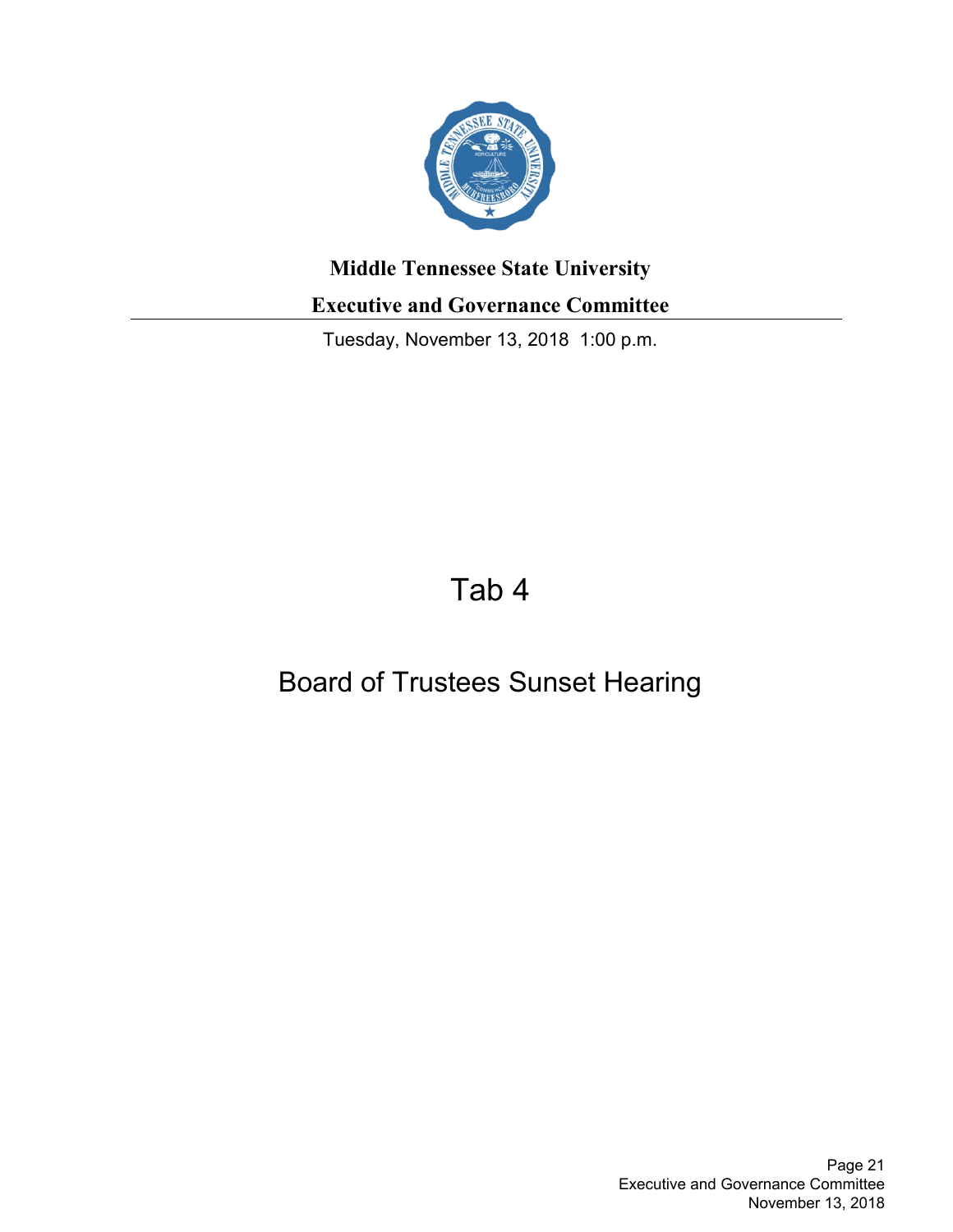**Middle Tennessee State University**

**Executive and Governance Committee**

Tuesday, November 13, 2018 1:00 p.m.

# Tab 4

## Board of Trustees Sunset Hearing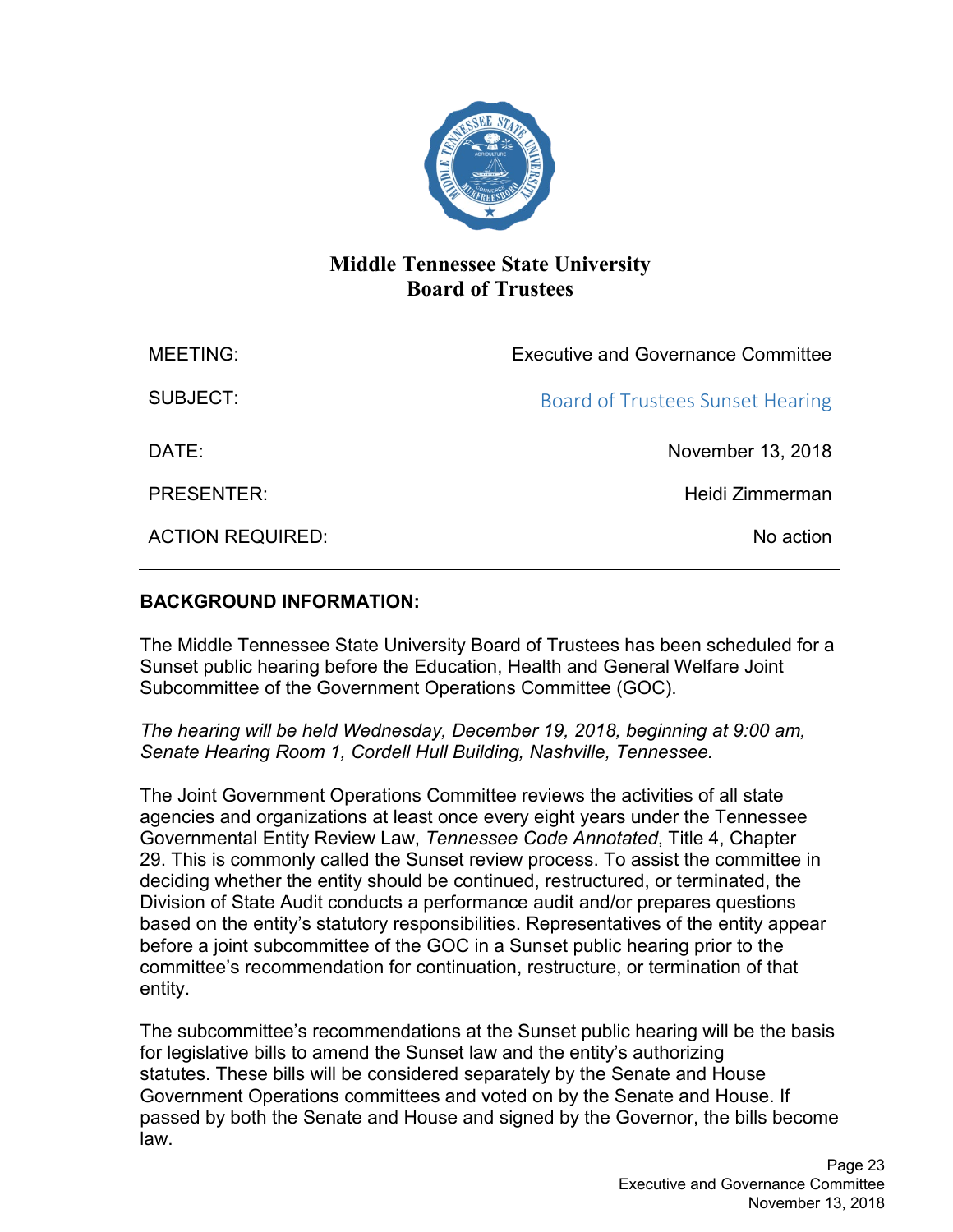# Middle Tennessee State University
## Board of Trustees

| | |
|---|---|
| MEETING: | Executive and Governance Committee |
| SUBJECT: | Board of Trustees Sunset Hearing |
| DATE: | November 13, 2018 |
| PRESENTER: | Heidi Zimmerman |
| ACTION REQUIRED: | No action |

---

**BACKGROUND INFORMATION:**

The Middle Tennessee State University Board of Trustees has been scheduled for a Sunset public hearing before the Education, Health and General Welfare Joint Subcommittee of the Government Operations Committee (GOC).

*The hearing will be held Wednesday, December 19, 2018, beginning at 9:00 am, Senate Hearing Room 1, Cordell Hull Building, Nashville, Tennessee.*

The Joint Government Operations Committee reviews the activities of all state agencies and organizations at least once every eight years under the Tennessee Governmental Entity Review Law, *Tennessee Code Annotated*, Title 4, Chapter 29. This is commonly called the Sunset review process. To assist the committee in deciding whether the entity should be continued, restructured, or terminated, the Division of State Audit conducts a performance audit and/or prepares questions based on the entity's statutory responsibilities. Representatives of the entity appear before a joint subcommittee of the GOC in a Sunset public hearing prior to the committee's recommendation for continuation, restructure, or termination of that entity.

The subcommittee's recommendations at the Sunset public hearing will be the basis for legislative bills to amend the Sunset law and the entity's authorizing statutes. These bills will be considered separately by the Senate and House Government Operations committees and voted on by the Senate and House. If passed by both the Senate and House and signed by the Governor, the bills become law.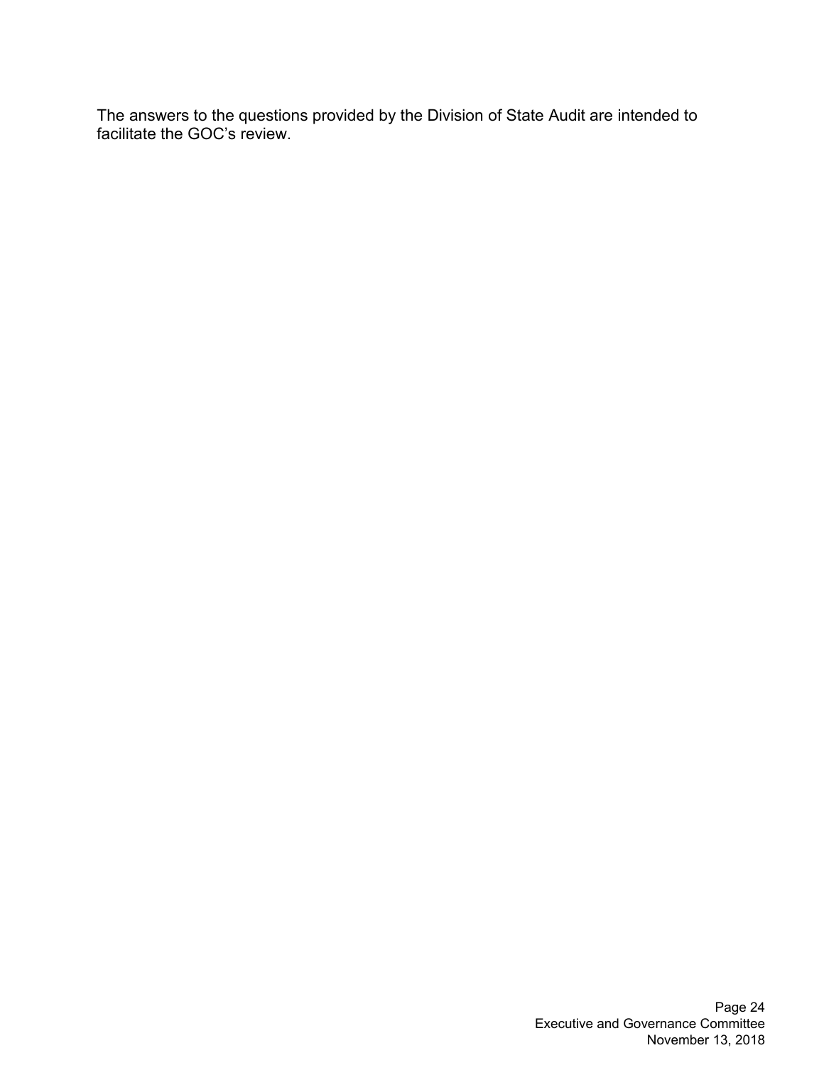The answers to the questions provided by the Division of State Audit are intended to facilitate the GOC's review.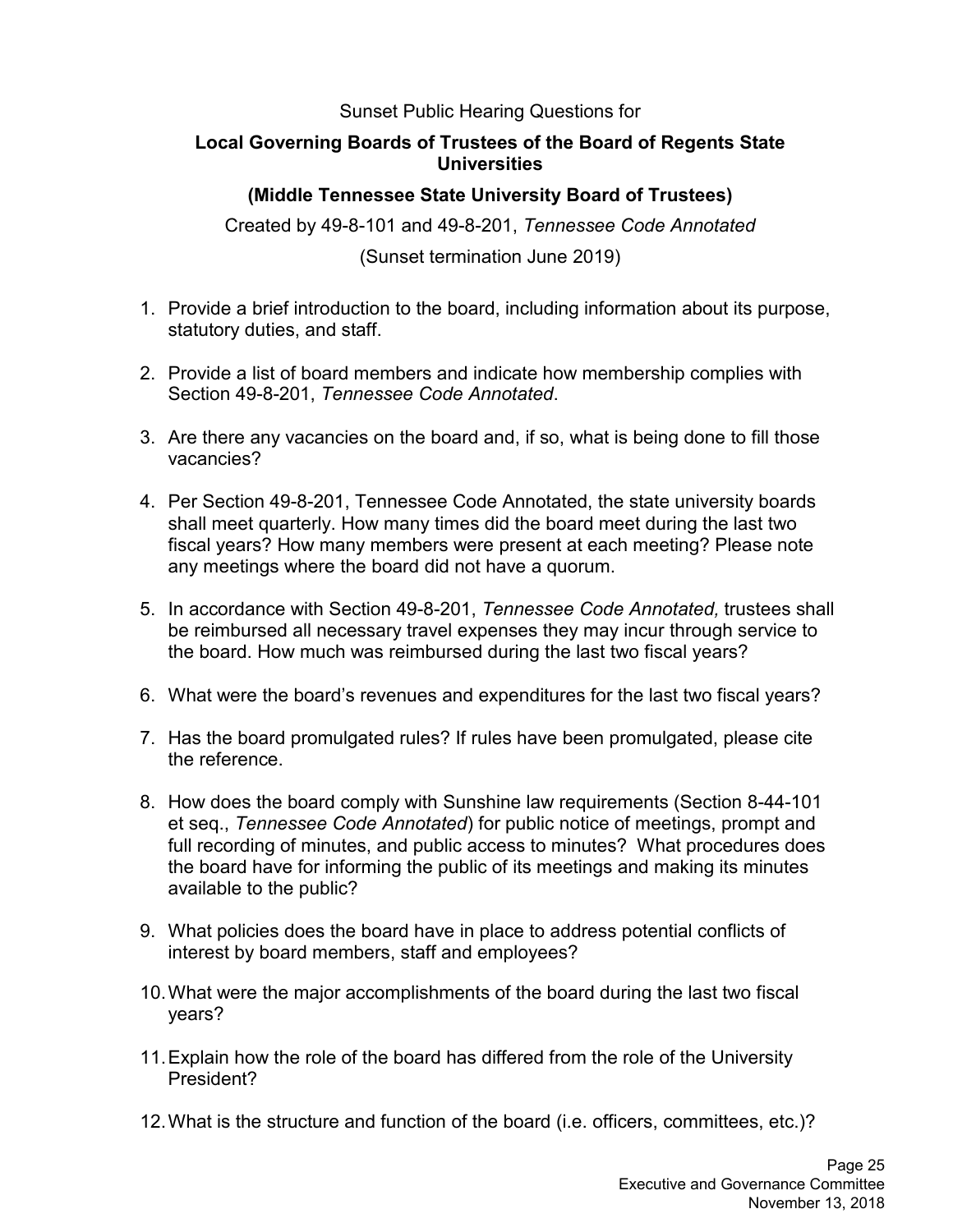Sunset Public Hearing Questions for

**Local Governing Boards of Trustees of the Board of Regents State Universities**

**(Middle Tennessee State University Board of Trustees)**

Created by 49-8-101 and 49-8-201, *Tennessee Code Annotated*

(Sunset termination June 2019)

1. Provide a brief introduction to the board, including information about its purpose, statutory duties, and staff.

2. Provide a list of board members and indicate how membership complies with Section 49-8-201, *Tennessee Code Annotated*.

3. Are there any vacancies on the board and, if so, what is being done to fill those vacancies?

4. Per Section 49-8-201, Tennessee Code Annotated, the state university boards shall meet quarterly. How many times did the board meet during the last two fiscal years? How many members were present at each meeting? Please note any meetings where the board did not have a quorum.

5. In accordance with Section 49-8-201, *Tennessee Code Annotated,* trustees shall be reimbursed all necessary travel expenses they may incur through service to the board. How much was reimbursed during the last two fiscal years?

6. What were the board's revenues and expenditures for the last two fiscal years?

7. Has the board promulgated rules? If rules have been promulgated, please cite the reference.

8. How does the board comply with Sunshine law requirements (Section 8-44-101 et seq., *Tennessee Code Annotated*) for public notice of meetings, prompt and full recording of minutes, and public access to minutes? What procedures does the board have for informing the public of its meetings and making its minutes available to the public?

9. What policies does the board have in place to address potential conflicts of interest by board members, staff and employees?

10. What were the major accomplishments of the board during the last two fiscal years?

11. Explain how the role of the board has differed from the role of the University President?

12. What is the structure and function of the board (i.e. officers, committees, etc.)?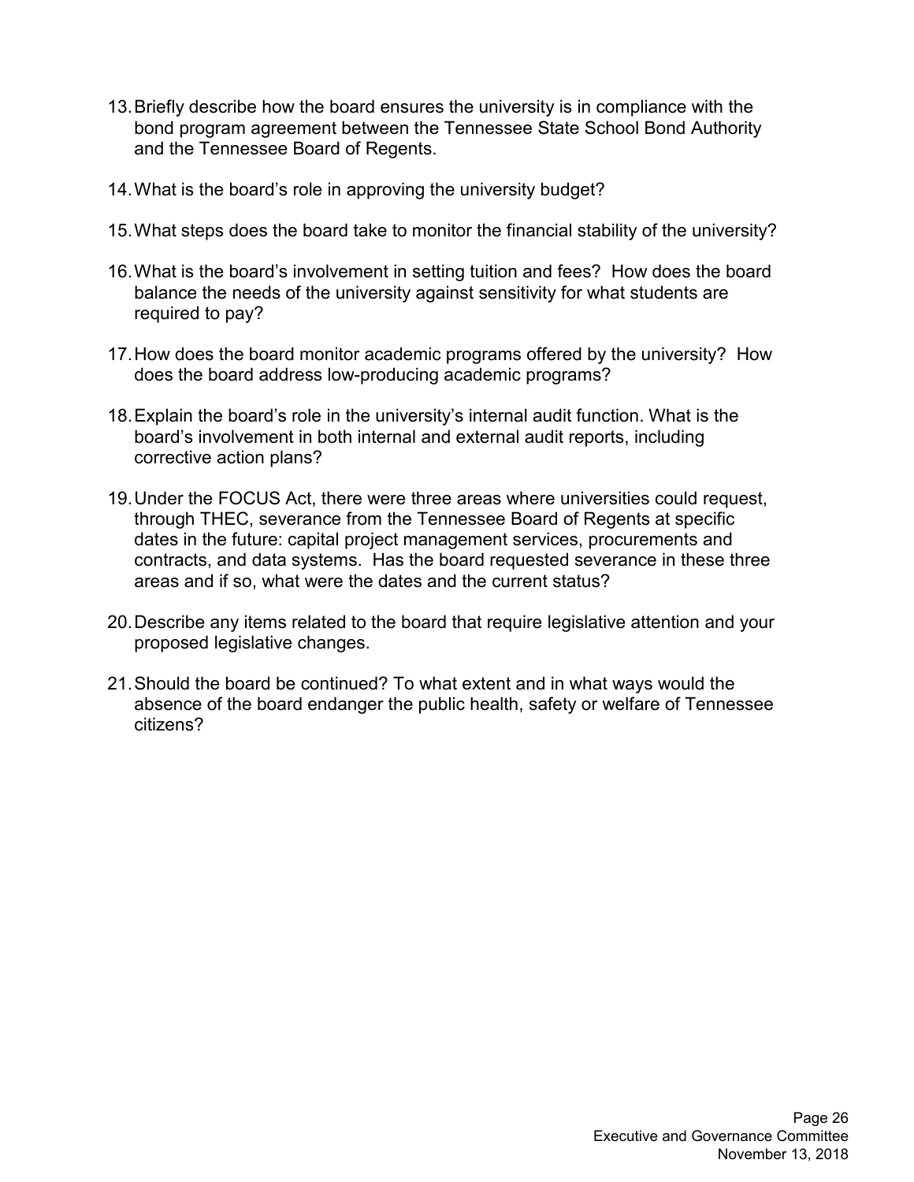13. Briefly describe how the board ensures the university is in compliance with the bond program agreement between the Tennessee State School Bond Authority and the Tennessee Board of Regents.

14. What is the board's role in approving the university budget?

15. What steps does the board take to monitor the financial stability of the university?

16. What is the board's involvement in setting tuition and fees? How does the board balance the needs of the university against sensitivity for what students are required to pay?

17. How does the board monitor academic programs offered by the university? How does the board address low-producing academic programs?

18. Explain the board's role in the university's internal audit function. What is the board's involvement in both internal and external audit reports, including corrective action plans?

19. Under the FOCUS Act, there were three areas where universities could request, through THEC, severance from the Tennessee Board of Regents at specific dates in the future: capital project management services, procurements and contracts, and data systems. Has the board requested severance in these three areas and if so, what were the dates and the current status?

20. Describe any items related to the board that require legislative attention and your proposed legislative changes.

21. Should the board be continued? To what extent and in what ways would the absence of the board endanger the public health, safety or welfare of Tennessee citizens?